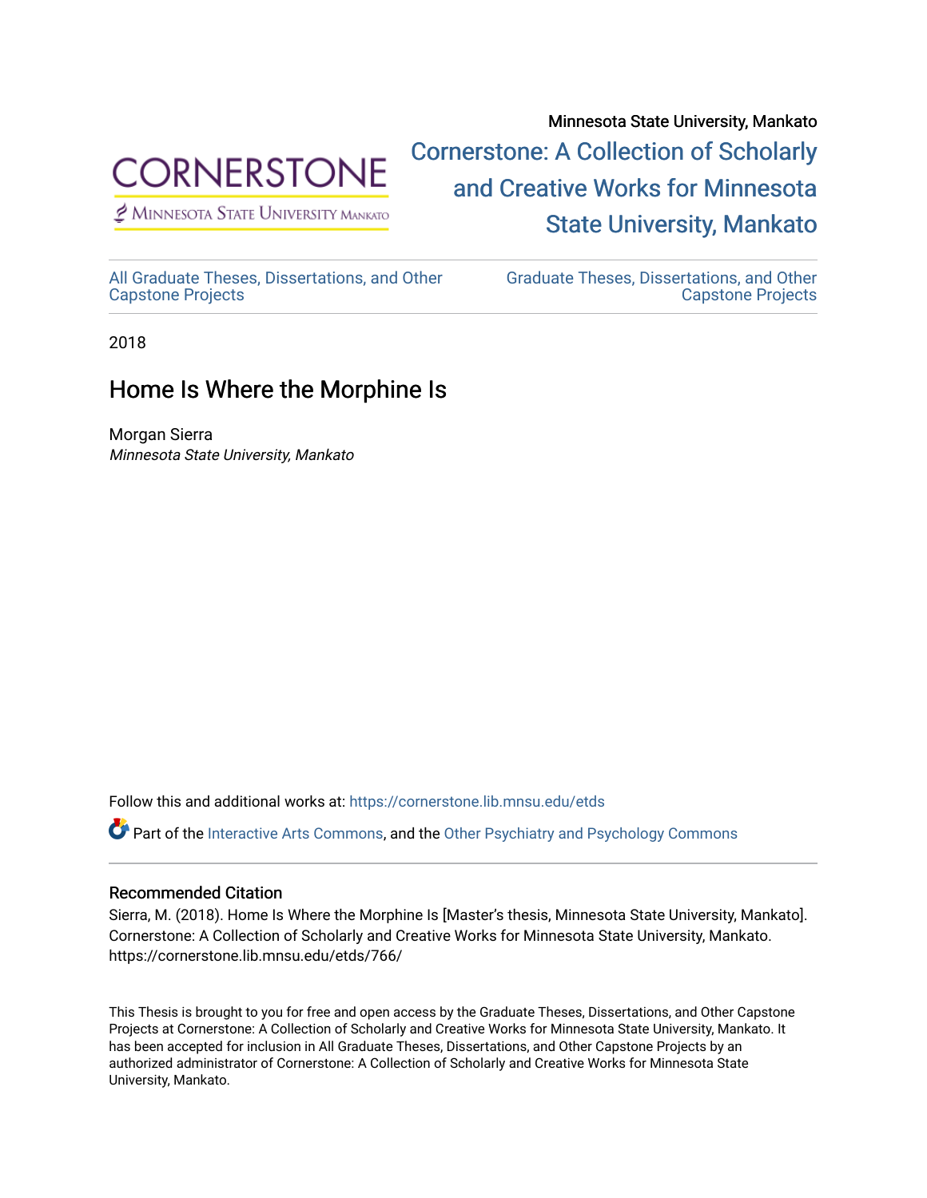Minnesota State University, Mankato

CORNERSTONE
Minnesota State University Mankato

Cornerstone: A Collection of Scholarly and Creative Works for Minnesota State University, Mankato

All Graduate Theses, Dissertations, and Other Capstone Projects

Graduate Theses, Dissertations, and Other Capstone Projects

2018

# Home Is Where the Morphine Is

Morgan Sierra
*Minnesota State University, Mankato*

Follow this and additional works at: https://cornerstone.lib.mnsu.edu/etds

Part of the Interactive Arts Commons, and the Other Psychiatry and Psychology Commons

## Recommended Citation

Sierra, M. (2018). Home Is Where the Morphine Is [Master's thesis, Minnesota State University, Mankato]. Cornerstone: A Collection of Scholarly and Creative Works for Minnesota State University, Mankato. https://cornerstone.lib.mnsu.edu/etds/766/

This Thesis is brought to you for free and open access by the Graduate Theses, Dissertations, and Other Capstone Projects at Cornerstone: A Collection of Scholarly and Creative Works for Minnesota State University, Mankato. It has been accepted for inclusion in All Graduate Theses, Dissertations, and Other Capstone Projects by an authorized administrator of Cornerstone: A Collection of Scholarly and Creative Works for Minnesota State University, Mankato.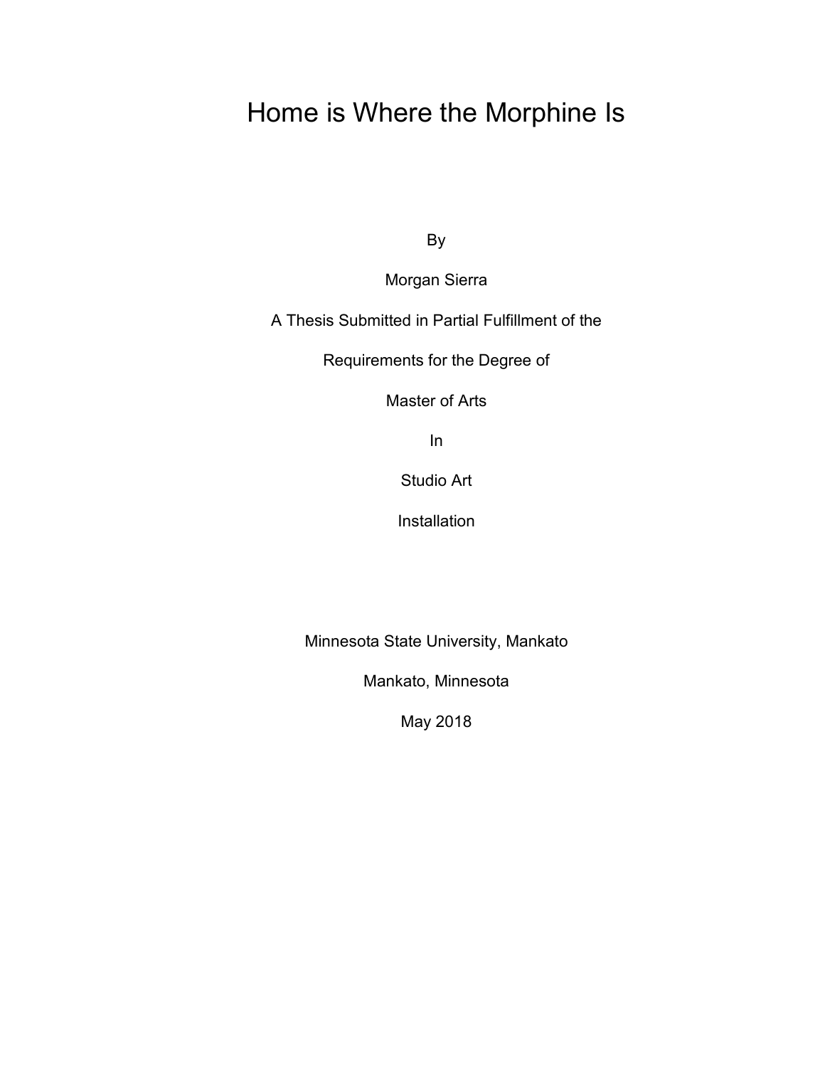# Home is Where the Morphine Is

By

Morgan Sierra

A Thesis Submitted in Partial Fulfillment of the

Requirements for the Degree of

Master of Arts

In

Studio Art

Installation

Minnesota State University, Mankato

Mankato, Minnesota

May 2018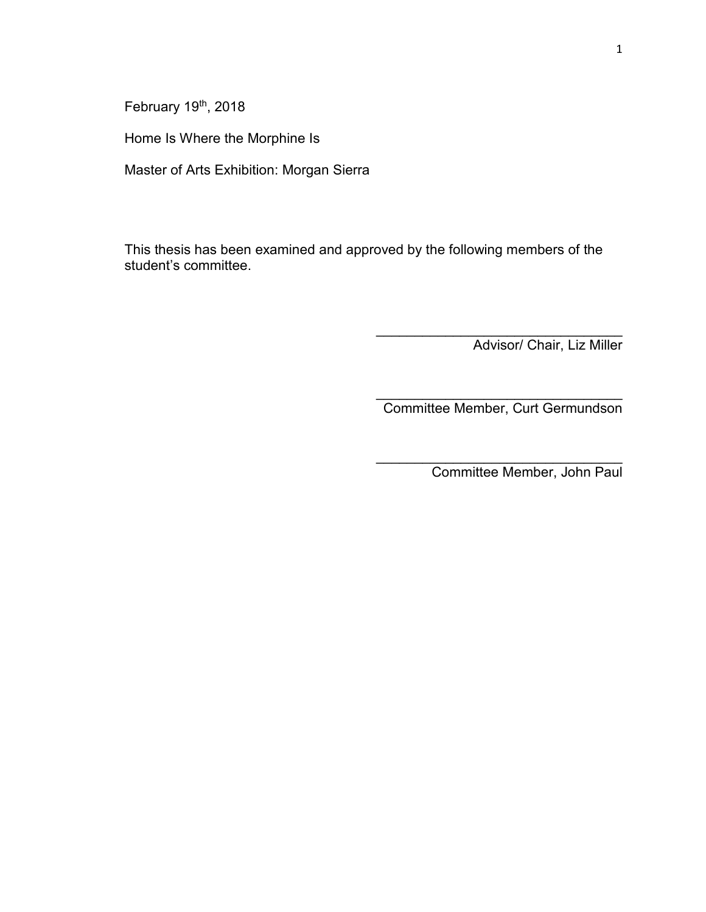February 19th, 2018

Home Is Where the Morphine Is

Master of Arts Exhibition: Morgan Sierra

This thesis has been examined and approved by the following members of the student's committee.

\_\_\_\_\_\_\_\_\_\_\_\_\_\_\_\_\_\_\_\_\_\_\_\_\_\_\_\_\_\_\_\_
Advisor/ Chair, Liz Miller

\_\_\_\_\_\_\_\_\_\_\_\_\_\_\_\_\_\_\_\_\_\_\_\_\_\_\_\_\_\_\_\_
Committee Member, Curt Germundson

\_\_\_\_\_\_\_\_\_\_\_\_\_\_\_\_\_\_\_\_\_\_\_\_\_\_\_\_\_\_\_\_
Committee Member, John Paul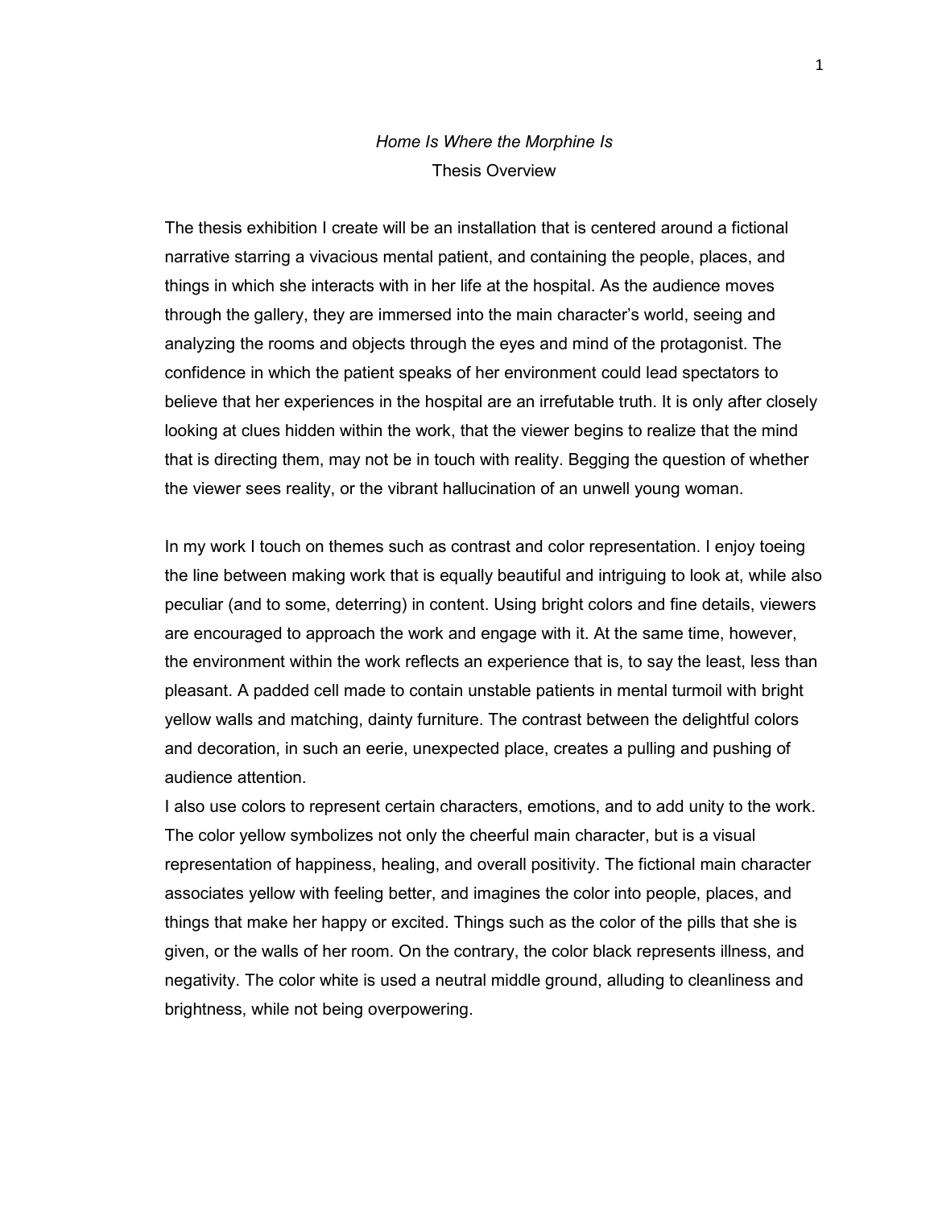*Home Is Where the Morphine Is*

Thesis Overview

The thesis exhibition I create will be an installation that is centered around a fictional narrative starring a vivacious mental patient, and containing the people, places, and things in which she interacts with in her life at the hospital. As the audience moves through the gallery, they are immersed into the main character's world, seeing and analyzing the rooms and objects through the eyes and mind of the protagonist. The confidence in which the patient speaks of her environment could lead spectators to believe that her experiences in the hospital are an irrefutable truth. It is only after closely looking at clues hidden within the work, that the viewer begins to realize that the mind that is directing them, may not be in touch with reality. Begging the question of whether the viewer sees reality, or the vibrant hallucination of an unwell young woman.

In my work I touch on themes such as contrast and color representation. I enjoy toeing the line between making work that is equally beautiful and intriguing to look at, while also peculiar (and to some, deterring) in content. Using bright colors and fine details, viewers are encouraged to approach the work and engage with it. At the same time, however, the environment within the work reflects an experience that is, to say the least, less than pleasant. A padded cell made to contain unstable patients in mental turmoil with bright yellow walls and matching, dainty furniture. The contrast between the delightful colors and decoration, in such an eerie, unexpected place, creates a pulling and pushing of audience attention.

I also use colors to represent certain characters, emotions, and to add unity to the work. The color yellow symbolizes not only the cheerful main character, but is a visual representation of happiness, healing, and overall positivity. The fictional main character associates yellow with feeling better, and imagines the color into people, places, and things that make her happy or excited. Things such as the color of the pills that she is given, or the walls of her room. On the contrary, the color black represents illness, and negativity. The color white is used a neutral middle ground, alluding to cleanliness and brightness, while not being overpowering.